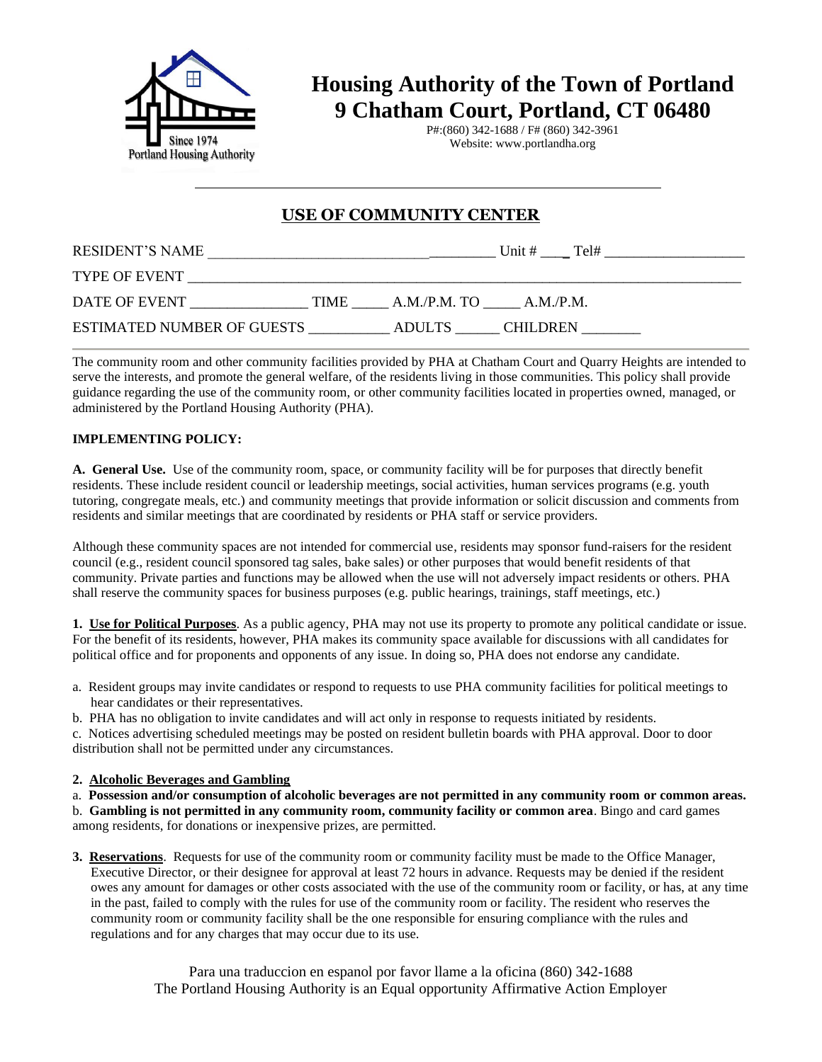# Housing Authority of the Town of Portland
## 9 Chatham Court, Portland, CT 06480

P#:(860) 342-1688 / F# (860) 342-3961
Website: www.portlandha.org

## USE OF COMMUNITY CENTER

RESIDENT'S NAME ________________________________________ Unit # ____ Tel# ____________________

TYPE OF EVENT ________________________________________________________________________________

DATE OF EVENT ________________ TIME _____ A.M./P.M. TO _____ A.M./P.M.

ESTIMATED NUMBER OF GUESTS ___________ ADULTS ______ CHILDREN ________

The community room and other community facilities provided by PHA at Chatham Court and Quarry Heights are intended to serve the interests, and promote the general welfare, of the residents living in those communities. This policy shall provide guidance regarding the use of the community room, or other community facilities located in properties owned, managed, or administered by the Portland Housing Authority (PHA).

**IMPLEMENTING POLICY:**

**A. General Use.** Use of the community room, space, or community facility will be for purposes that directly benefit residents. These include resident council or leadership meetings, social activities, human services programs (e.g. youth tutoring, congregate meals, etc.) and community meetings that provide information or solicit discussion and comments from residents and similar meetings that are coordinated by residents or PHA staff or service providers.

Although these community spaces are not intended for commercial use, residents may sponsor fund-raisers for the resident council (e.g., resident council sponsored tag sales, bake sales) or other purposes that would benefit residents of that community. Private parties and functions may be allowed when the use will not adversely impact residents or others. PHA shall reserve the community spaces for business purposes (e.g. public hearings, trainings, staff meetings, etc.)

**1. Use for Political Purposes**. As a public agency, PHA may not use its property to promote any political candidate or issue. For the benefit of its residents, however, PHA makes its community space available for discussions with all candidates for political office and for proponents and opponents of any issue. In doing so, PHA does not endorse any candidate.

a. Resident groups may invite candidates or respond to requests to use PHA community facilities for political meetings to hear candidates or their representatives.

b. PHA has no obligation to invite candidates and will act only in response to requests initiated by residents.

c. Notices advertising scheduled meetings may be posted on resident bulletin boards with PHA approval. Door to door distribution shall not be permitted under any circumstances.

**2. Alcoholic Beverages and Gambling**

a. **Possession and/or consumption of alcoholic beverages are not permitted in any community room or common areas.**

b. **Gambling is not permitted in any community room, community facility or common area**. Bingo and card games among residents, for donations or inexpensive prizes, are permitted.

**3. Reservations**. Requests for use of the community room or community facility must be made to the Office Manager, Executive Director, or their designee for approval at least 72 hours in advance. Requests may be denied if the resident owes any amount for damages or other costs associated with the use of the community room or facility, or has, at any time in the past, failed to comply with the rules for use of the community room or facility. The resident who reserves the community room or community facility shall be the one responsible for ensuring compliance with the rules and regulations and for any charges that may occur due to its use.

Para una traduccion en espanol por favor llame a la oficina (860) 342-1688
The Portland Housing Authority is an Equal opportunity Affirmative Action Employer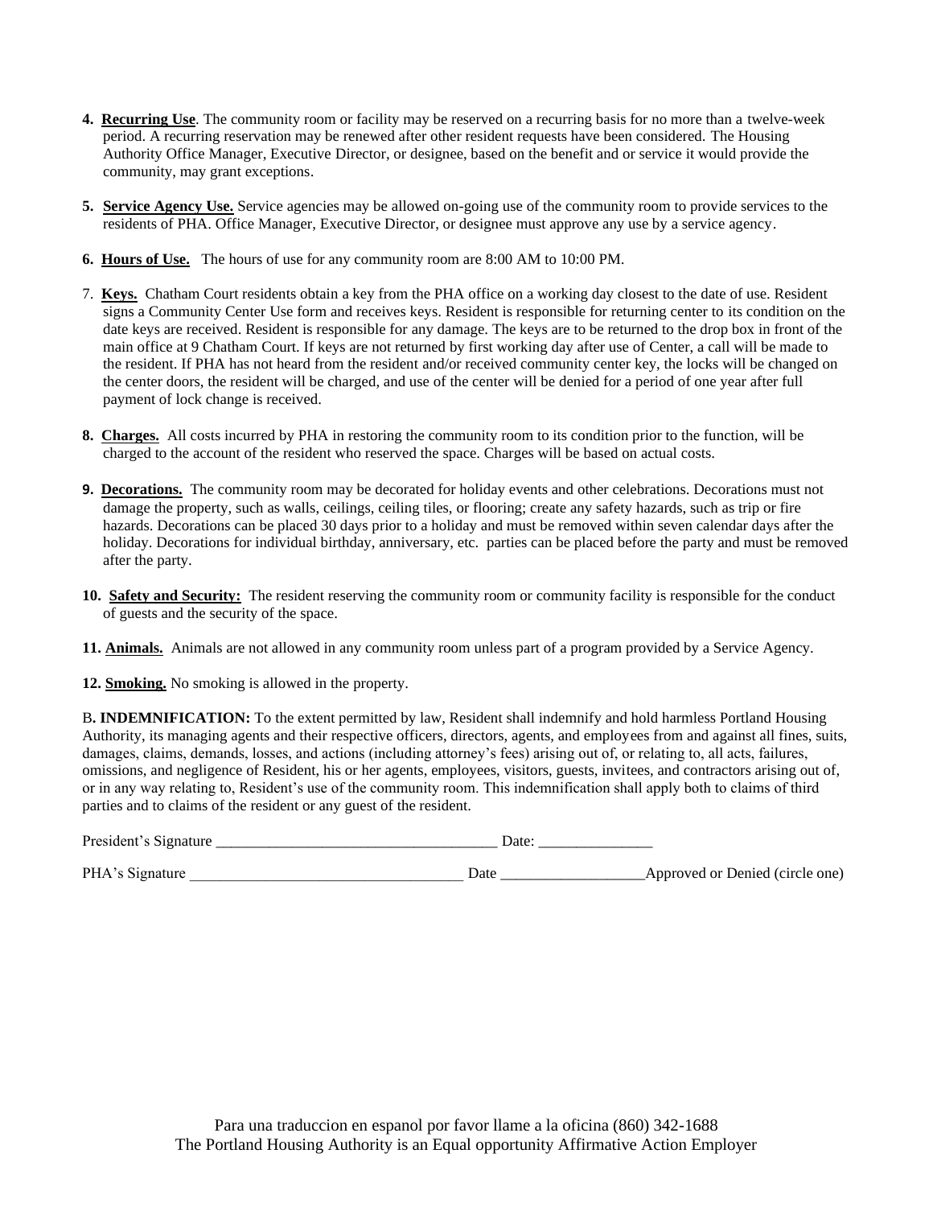4. **Recurring Use**. The community room or facility may be reserved on a recurring basis for no more than a twelve-week period. A recurring reservation may be renewed after other resident requests have been considered. The Housing Authority Office Manager, Executive Director, or designee, based on the benefit and or service it would provide the community, may grant exceptions.

5. **Service Agency Use.** Service agencies may be allowed on-going use of the community room to provide services to the residents of PHA. Office Manager, Executive Director, or designee must approve any use by a service agency.

6. **Hours of Use.** The hours of use for any community room are 8:00 AM to 10:00 PM.

7. **Keys.** Chatham Court residents obtain a key from the PHA office on a working day closest to the date of use. Resident signs a Community Center Use form and receives keys. Resident is responsible for returning center to its condition on the date keys are received. Resident is responsible for any damage. The keys are to be returned to the drop box in front of the main office at 9 Chatham Court. If keys are not returned by first working day after use of Center, a call will be made to the resident. If PHA has not heard from the resident and/or received community center key, the locks will be changed on the center doors, the resident will be charged, and use of the center will be denied for a period of one year after full payment of lock change is received.

8. **Charges.** All costs incurred by PHA in restoring the community room to its condition prior to the function, will be charged to the account of the resident who reserved the space. Charges will be based on actual costs.

9. **Decorations.** The community room may be decorated for holiday events and other celebrations. Decorations must not damage the property, such as walls, ceilings, ceiling tiles, or flooring; create any safety hazards, such as trip or fire hazards. Decorations can be placed 30 days prior to a holiday and must be removed within seven calendar days after the holiday. Decorations for individual birthday, anniversary, etc. parties can be placed before the party and must be removed after the party.

10. **Safety and Security:** The resident reserving the community room or community facility is responsible for the conduct of guests and the security of the space.

11. **Animals.** Animals are not allowed in any community room unless part of a program provided by a Service Agency.

12. **Smoking.** No smoking is allowed in the property.

**B. INDEMNIFICATION:** To the extent permitted by law, Resident shall indemnify and hold harmless Portland Housing Authority, its managing agents and their respective officers, directors, agents, and employees from and against all fines, suits, damages, claims, demands, losses, and actions (including attorney's fees) arising out of, or relating to, all acts, failures, omissions, and negligence of Resident, his or her agents, employees, visitors, guests, invitees, and contractors arising out of, or in any way relating to, Resident's use of the community room. This indemnification shall apply both to claims of third parties and to claims of the resident or any guest of the resident.

President's Signature ____________________________________ Date: _______________

PHA's Signature ___________________________________ Date ___________________Approved or Denied (circle one)

Para una traduccion en espanol por favor llame a la oficina (860) 342-1688
The Portland Housing Authority is an Equal opportunity Affirmative Action Employer